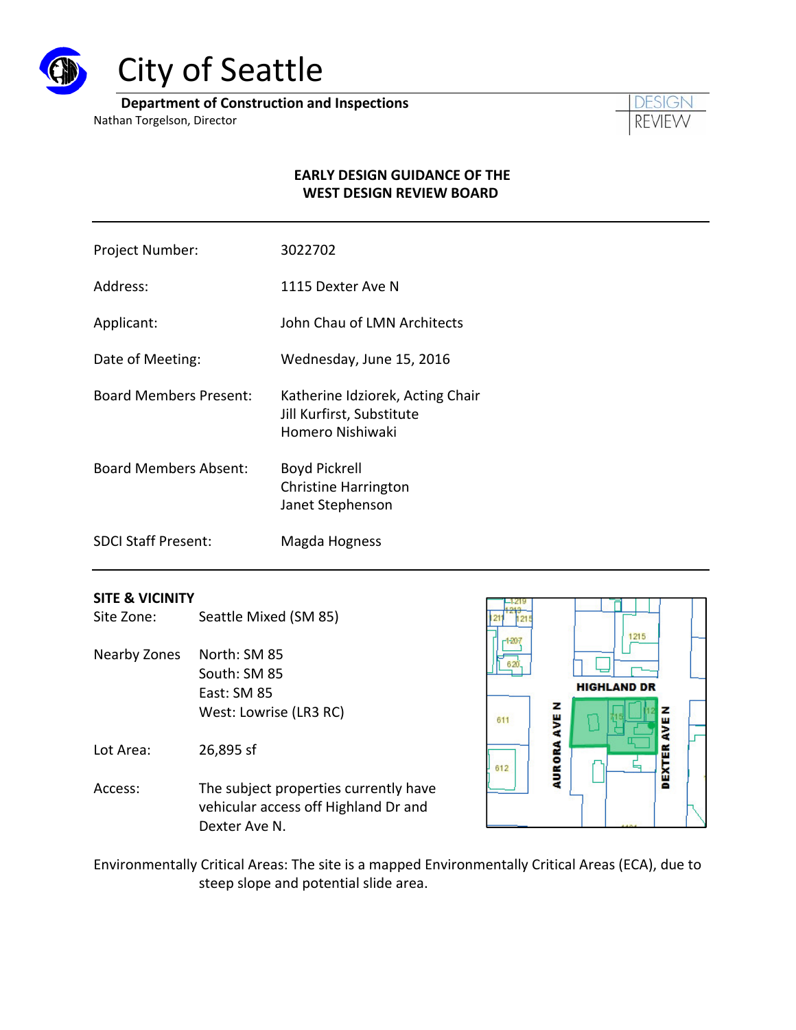# City of Seattle

**Department of Construction and Inspections**
Nathan Torgelson, Director

DESIGN REVIEW

## EARLY DESIGN GUIDANCE OF THE WEST DESIGN REVIEW BOARD

| | |
|---|---|
| Project Number: | 3022702 |
| Address: | 1115 Dexter Ave N |
| Applicant: | John Chau of LMN Architects |
| Date of Meeting: | Wednesday, June 15, 2016 |
| Board Members Present: | Katherine Idziorek, Acting Chair<br>Jill Kurfirst, Substitute<br>Homero Nishiwaki |
| Board Members Absent: | Boyd Pickrell<br>Christine Harrington<br>Janet Stephenson |
| SDCI Staff Present: | Magda Hogness |

### SITE & VICINITY

Site Zone: Seattle Mixed (SM 85)

Nearby Zones
- North: SM 85
- South: SM 85
- East: SM 85
- West: Lowrise (LR3 RC)

Lot Area: 26,895 sf

Access: The subject properties currently have vehicular access off Highland Dr and Dexter Ave N.

Environmentally Critical Areas: The site is a mapped Environmentally Critical Areas (ECA), due to steep slope and potential slide area.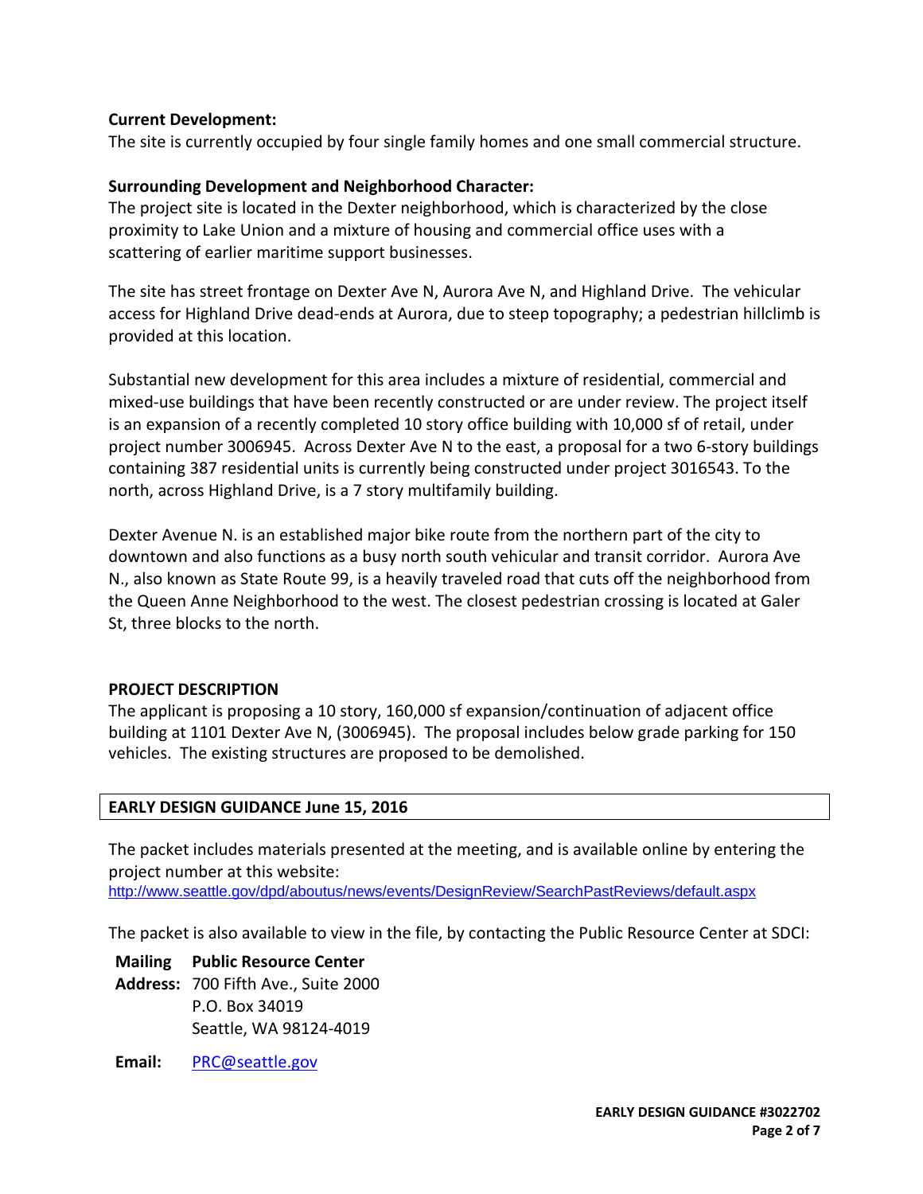**Current Development:**

The site is currently occupied by four single family homes and one small commercial structure.

**Surrounding Development and Neighborhood Character:**

The project site is located in the Dexter neighborhood, which is characterized by the close proximity to Lake Union and a mixture of housing and commercial office uses with a scattering of earlier maritime support businesses.

The site has street frontage on Dexter Ave N, Aurora Ave N, and Highland Drive. The vehicular access for Highland Drive dead-ends at Aurora, due to steep topography; a pedestrian hillclimb is provided at this location.

Substantial new development for this area includes a mixture of residential, commercial and mixed-use buildings that have been recently constructed or are under review. The project itself is an expansion of a recently completed 10 story office building with 10,000 sf of retail, under project number 3006945. Across Dexter Ave N to the east, a proposal for a two 6-story buildings containing 387 residential units is currently being constructed under project 3016543. To the north, across Highland Drive, is a 7 story multifamily building.

Dexter Avenue N. is an established major bike route from the northern part of the city to downtown and also functions as a busy north south vehicular and transit corridor. Aurora Ave N., also known as State Route 99, is a heavily traveled road that cuts off the neighborhood from the Queen Anne Neighborhood to the west. The closest pedestrian crossing is located at Galer St, three blocks to the north.

## PROJECT DESCRIPTION

The applicant is proposing a 10 story, 160,000 sf expansion/continuation of adjacent office building at 1101 Dexter Ave N, (3006945). The proposal includes below grade parking for 150 vehicles. The existing structures are proposed to be demolished.

## EARLY DESIGN GUIDANCE June 15, 2016

The packet includes materials presented at the meeting, and is available online by entering the project number at this website:
http://www.seattle.gov/dpd/aboutus/news/events/DesignReview/SearchPastReviews/default.aspx

The packet is also available to view in the file, by contacting the Public Resource Center at SDCI:

**Mailing Address:** **Public Resource Center**
700 Fifth Ave., Suite 2000
P.O. Box 34019
Seattle, WA 98124-4019

**Email:** PRC@seattle.gov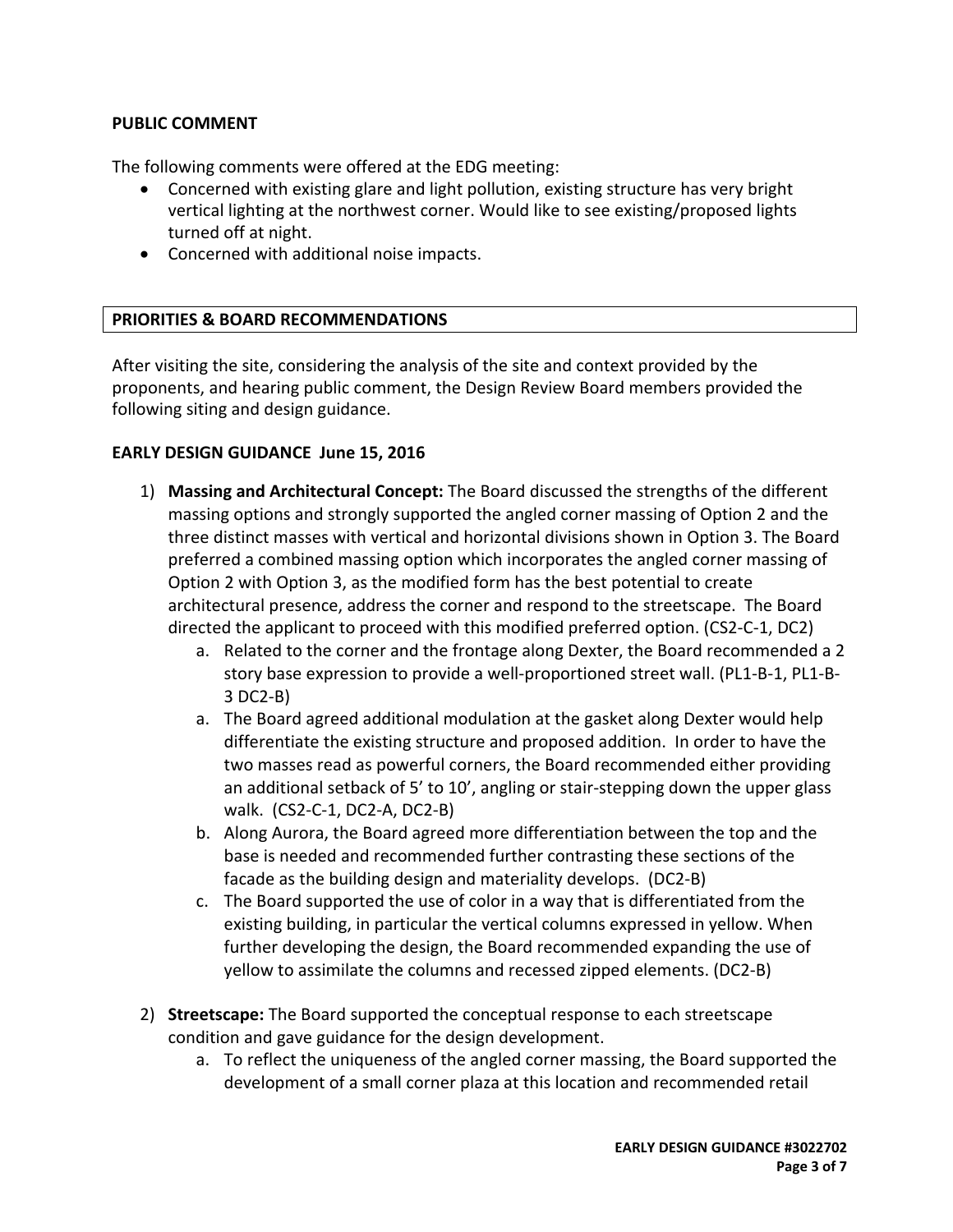**PUBLIC COMMENT**

The following comments were offered at the EDG meeting:

- Concerned with existing glare and light pollution, existing structure has very bright vertical lighting at the northwest corner. Would like to see existing/proposed lights turned off at night.
- Concerned with additional noise impacts.

## PRIORITIES & BOARD RECOMMENDATIONS

After visiting the site, considering the analysis of the site and context provided by the proponents, and hearing public comment, the Design Review Board members provided the following siting and design guidance.

**EARLY DESIGN GUIDANCE June 15, 2016**

1) **Massing and Architectural Concept:** The Board discussed the strengths of the different massing options and strongly supported the angled corner massing of Option 2 and the three distinct masses with vertical and horizontal divisions shown in Option 3. The Board preferred a combined massing option which incorporates the angled corner massing of Option 2 with Option 3, as the modified form has the best potential to create architectural presence, address the corner and respond to the streetscape. The Board directed the applicant to proceed with this modified preferred option. (CS2-C-1, DC2)
   a. Related to the corner and the frontage along Dexter, the Board recommended a 2 story base expression to provide a well-proportioned street wall. (PL1-B-1, PL1-B-3 DC2-B)
   a. The Board agreed additional modulation at the gasket along Dexter would help differentiate the existing structure and proposed addition. In order to have the two masses read as powerful corners, the Board recommended either providing an additional setback of 5' to 10', angling or stair-stepping down the upper glass walk. (CS2-C-1, DC2-A, DC2-B)
   b. Along Aurora, the Board agreed more differentiation between the top and the base is needed and recommended further contrasting these sections of the facade as the building design and materiality develops. (DC2-B)
   c. The Board supported the use of color in a way that is differentiated from the existing building, in particular the vertical columns expressed in yellow. When further developing the design, the Board recommended expanding the use of yellow to assimilate the columns and recessed zipped elements. (DC2-B)

2) **Streetscape:** The Board supported the conceptual response to each streetscape condition and gave guidance for the design development.
   a. To reflect the uniqueness of the angled corner massing, the Board supported the development of a small corner plaza at this location and recommended retail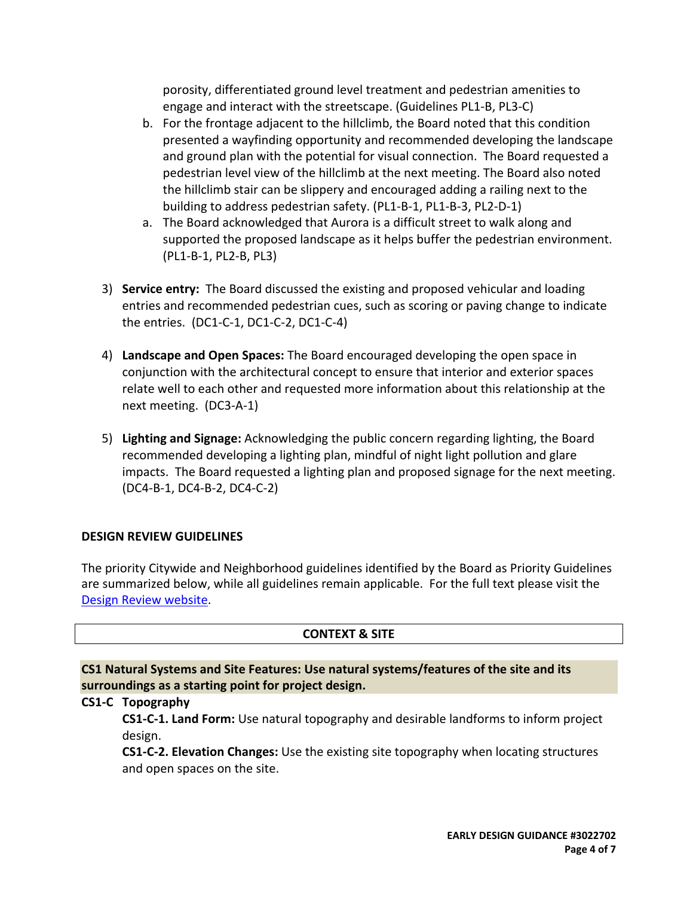porosity, differentiated ground level treatment and pedestrian amenities to engage and interact with the streetscape. (Guidelines PL1-B, PL3-C)

b. For the frontage adjacent to the hillclimb, the Board noted that this condition presented a wayfinding opportunity and recommended developing the landscape and ground plan with the potential for visual connection. The Board requested a pedestrian level view of the hillclimb at the next meeting. The Board also noted the hillclimb stair can be slippery and encouraged adding a railing next to the building to address pedestrian safety. (PL1-B-1, PL1-B-3, PL2-D-1)

a. The Board acknowledged that Aurora is a difficult street to walk along and supported the proposed landscape as it helps buffer the pedestrian environment. (PL1-B-1, PL2-B, PL3)

3) **Service entry:** The Board discussed the existing and proposed vehicular and loading entries and recommended pedestrian cues, such as scoring or paving change to indicate the entries. (DC1-C-1, DC1-C-2, DC1-C-4)

4) **Landscape and Open Spaces:** The Board encouraged developing the open space in conjunction with the architectural concept to ensure that interior and exterior spaces relate well to each other and requested more information about this relationship at the next meeting. (DC3-A-1)

5) **Lighting and Signage:** Acknowledging the public concern regarding lighting, the Board recommended developing a lighting plan, mindful of night light pollution and glare impacts. The Board requested a lighting plan and proposed signage for the next meeting. (DC4-B-1, DC4-B-2, DC4-C-2)

## DESIGN REVIEW GUIDELINES

The priority Citywide and Neighborhood guidelines identified by the Board as Priority Guidelines are summarized below, while all guidelines remain applicable. For the full text please visit the Design Review website.

### CONTEXT & SITE

**CS1 Natural Systems and Site Features: Use natural systems/features of the site and its surroundings as a starting point for project design.**

**CS1-C Topography**

**CS1-C-1. Land Form:** Use natural topography and desirable landforms to inform project design.

**CS1-C-2. Elevation Changes:** Use the existing site topography when locating structures and open spaces on the site.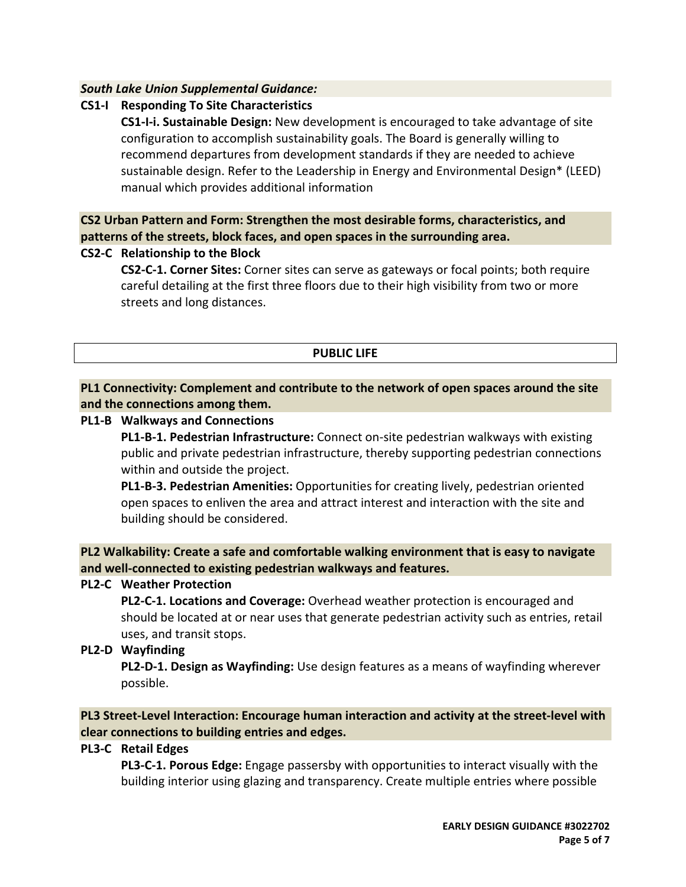***South Lake Union Supplemental Guidance:***

**CS1-I Responding To Site Characteristics**

**CS1-I-i. Sustainable Design:** New development is encouraged to take advantage of site configuration to accomplish sustainability goals. The Board is generally willing to recommend departures from development standards if they are needed to achieve sustainable design. Refer to the Leadership in Energy and Environmental Design* (LEED) manual which provides additional information

**CS2 Urban Pattern and Form: Strengthen the most desirable forms, characteristics, and patterns of the streets, block faces, and open spaces in the surrounding area.**

**CS2-C Relationship to the Block**

**CS2-C-1. Corner Sites:** Corner sites can serve as gateways or focal points; both require careful detailing at the first three floors due to their high visibility from two or more streets and long distances.

## PUBLIC LIFE

**PL1 Connectivity: Complement and contribute to the network of open spaces around the site and the connections among them.**

**PL1-B Walkways and Connections**

**PL1-B-1. Pedestrian Infrastructure:** Connect on-site pedestrian walkways with existing public and private pedestrian infrastructure, thereby supporting pedestrian connections within and outside the project.

**PL1-B-3. Pedestrian Amenities:** Opportunities for creating lively, pedestrian oriented open spaces to enliven the area and attract interest and interaction with the site and building should be considered.

**PL2 Walkability: Create a safe and comfortable walking environment that is easy to navigate and well-connected to existing pedestrian walkways and features.**

**PL2-C Weather Protection**

**PL2-C-1. Locations and Coverage:** Overhead weather protection is encouraged and should be located at or near uses that generate pedestrian activity such as entries, retail uses, and transit stops.

**PL2-D Wayfinding**

**PL2-D-1. Design as Wayfinding:** Use design features as a means of wayfinding wherever possible.

**PL3 Street-Level Interaction: Encourage human interaction and activity at the street-level with clear connections to building entries and edges.**

**PL3-C Retail Edges**

**PL3-C-1. Porous Edge:** Engage passersby with opportunities to interact visually with the building interior using glazing and transparency. Create multiple entries where possible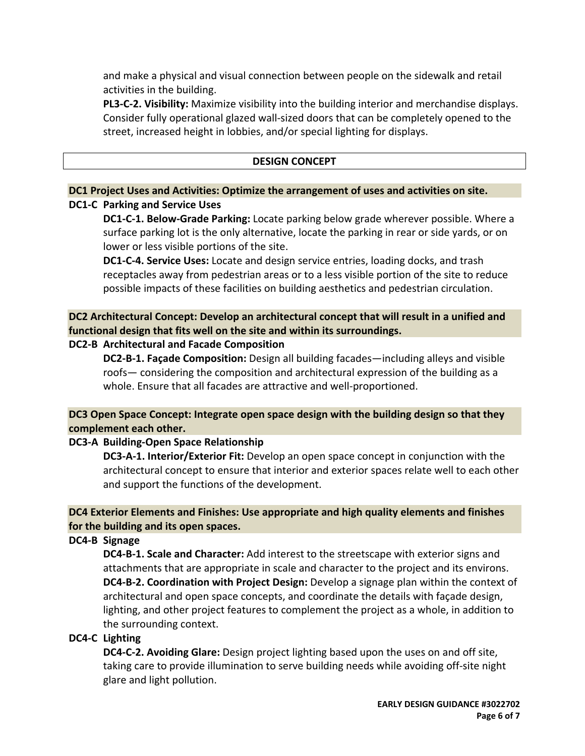and make a physical and visual connection between people on the sidewalk and retail activities in the building.

**PL3-C-2. Visibility:** Maximize visibility into the building interior and merchandise displays. Consider fully operational glazed wall-sized doors that can be completely opened to the street, increased height in lobbies, and/or special lighting for displays.

## DESIGN CONCEPT

### DC1 Project Uses and Activities: Optimize the arrangement of uses and activities on site.

**DC1-C Parking and Service Uses**

**DC1-C-1. Below-Grade Parking:** Locate parking below grade wherever possible. Where a surface parking lot is the only alternative, locate the parking in rear or side yards, or on lower or less visible portions of the site.

**DC1-C-4. Service Uses:** Locate and design service entries, loading docks, and trash receptacles away from pedestrian areas or to a less visible portion of the site to reduce possible impacts of these facilities on building aesthetics and pedestrian circulation.

### DC2 Architectural Concept: Develop an architectural concept that will result in a unified and functional design that fits well on the site and within its surroundings.

**DC2-B Architectural and Facade Composition**

**DC2-B-1. Façade Composition:** Design all building facades—including alleys and visible roofs— considering the composition and architectural expression of the building as a whole. Ensure that all facades are attractive and well-proportioned.

### DC3 Open Space Concept: Integrate open space design with the building design so that they complement each other.

**DC3-A Building-Open Space Relationship**

**DC3-A-1. Interior/Exterior Fit:** Develop an open space concept in conjunction with the architectural concept to ensure that interior and exterior spaces relate well to each other and support the functions of the development.

### DC4 Exterior Elements and Finishes: Use appropriate and high quality elements and finishes for the building and its open spaces.

**DC4-B Signage**

**DC4-B-1. Scale and Character:** Add interest to the streetscape with exterior signs and attachments that are appropriate in scale and character to the project and its environs.

**DC4-B-2. Coordination with Project Design:** Develop a signage plan within the context of architectural and open space concepts, and coordinate the details with façade design, lighting, and other project features to complement the project as a whole, in addition to the surrounding context.

**DC4-C Lighting**

**DC4-C-2. Avoiding Glare:** Design project lighting based upon the uses on and off site, taking care to provide illumination to serve building needs while avoiding off-site night glare and light pollution.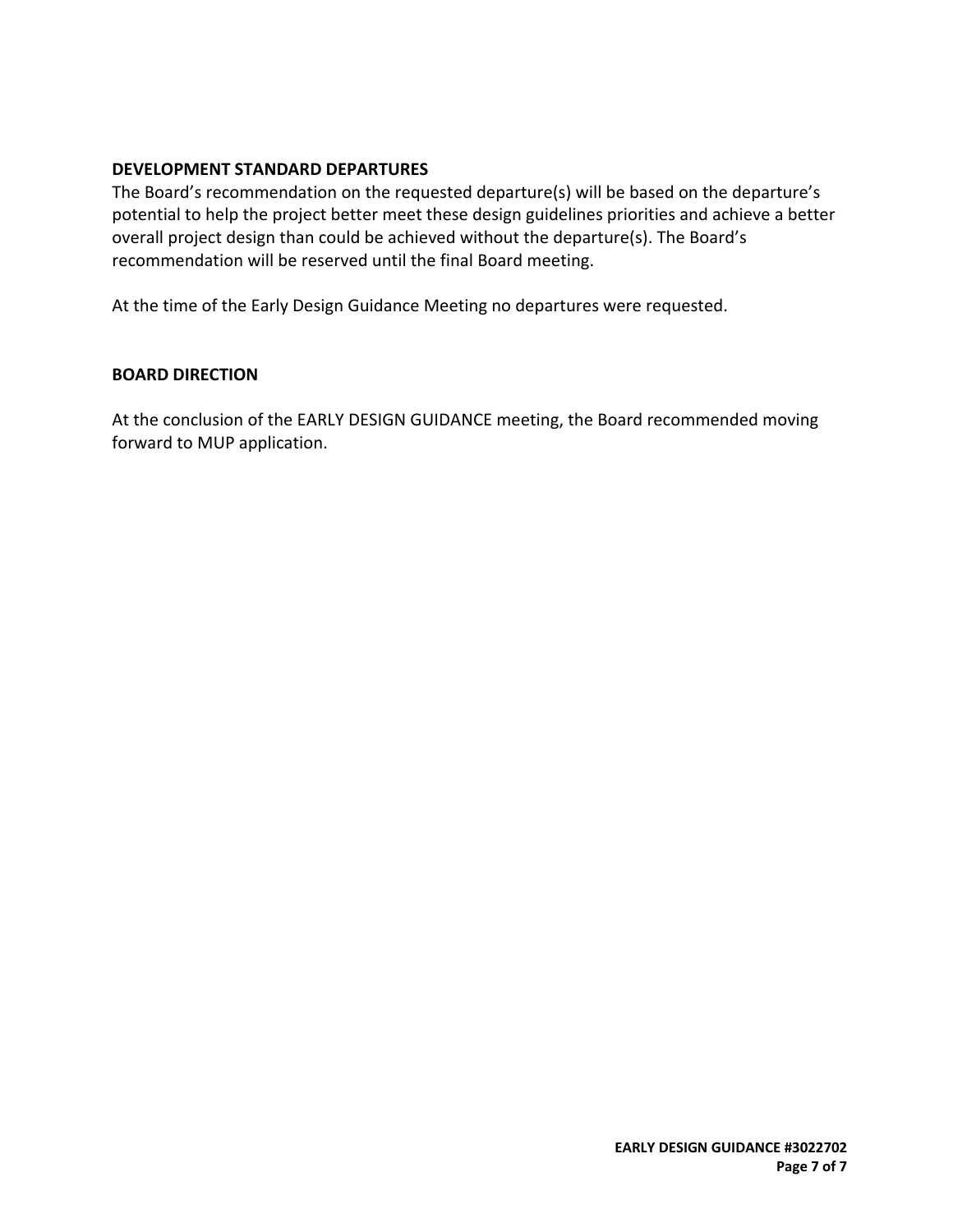**DEVELOPMENT STANDARD DEPARTURES**

The Board's recommendation on the requested departure(s) will be based on the departure's potential to help the project better meet these design guidelines priorities and achieve a better overall project design than could be achieved without the departure(s). The Board's recommendation will be reserved until the final Board meeting.

At the time of the Early Design Guidance Meeting no departures were requested.

**BOARD DIRECTION**

At the conclusion of the EARLY DESIGN GUIDANCE meeting, the Board recommended moving forward to MUP application.